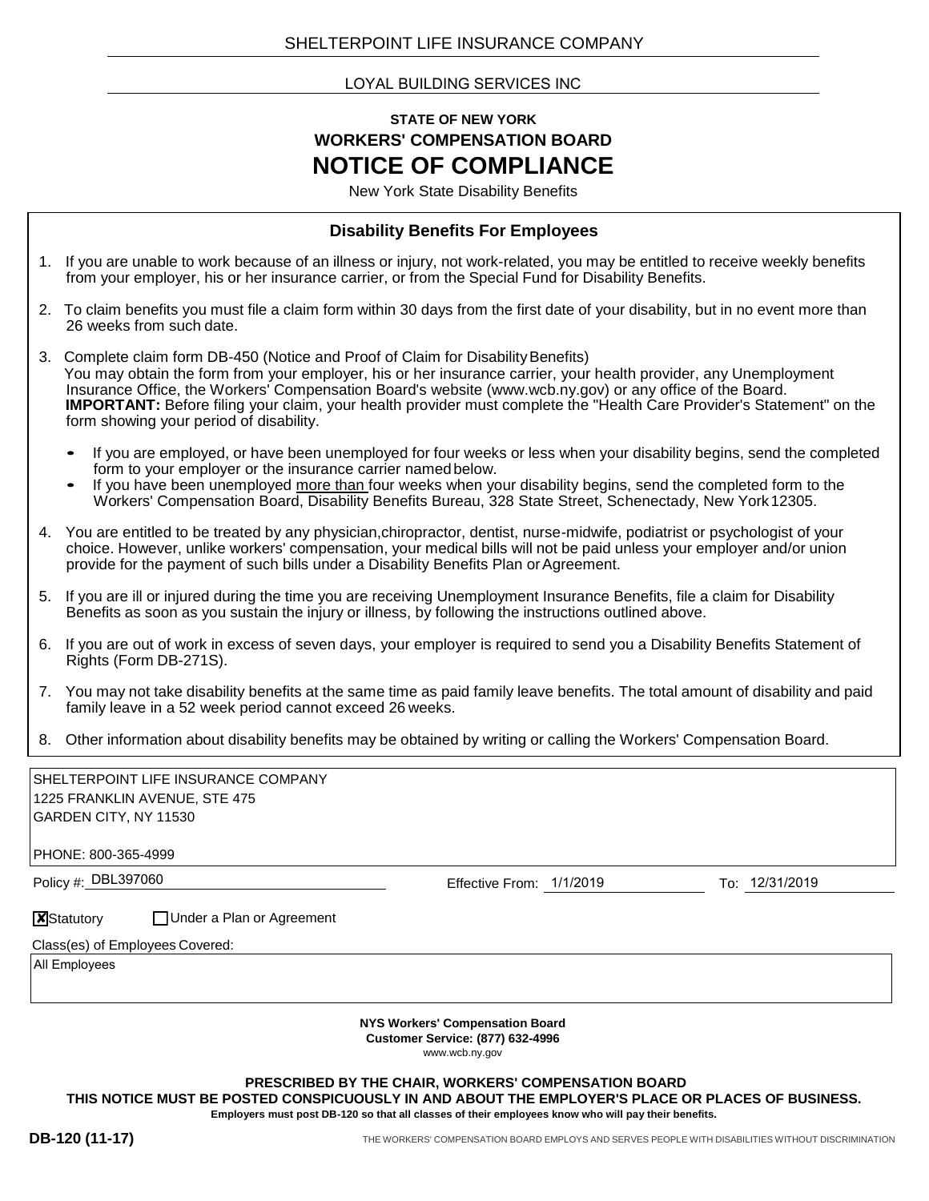SHELTERPOINT LIFE INSURANCE COMPANY

LOYAL BUILDING SERVICES INC

**STATE OF NEW YORK**

**WORKERS' COMPENSATION BOARD**

# NOTICE OF COMPLIANCE

New York State Disability Benefits

## Disability Benefits For Employees

1. If you are unable to work because of an illness or injury, not work-related, you may be entitled to receive weekly benefits from your employer, his or her insurance carrier, or from the Special Fund for Disability Benefits.
2. To claim benefits you must file a claim form within 30 days from the first date of your disability, but in no event more than 26 weeks from such date.
3. Complete claim form DB-450 (Notice and Proof of Claim for Disability Benefits) You may obtain the form from your employer, his or her insurance carrier, your health provider, any Unemployment Insurance Office, the Workers' Compensation Board's website (www.wcb.ny.gov) or any office of the Board. **IMPORTANT:** Before filing your claim, your health provider must complete the "Health Care Provider's Statement" on the form showing your period of disability.
   - If you are employed, or have been unemployed for four weeks or less when your disability begins, send the completed form to your employer or the insurance carrier named below.
   - If you have been unemployed more than four weeks when your disability begins, send the completed form to the Workers' Compensation Board, Disability Benefits Bureau, 328 State Street, Schenectady, New York 12305.
4. You are entitled to be treated by any physician, chiropractor, dentist, nurse-midwife, podiatrist or psychologist of your choice. However, unlike workers' compensation, your medical bills will not be paid unless your employer and/or union provide for the payment of such bills under a Disability Benefits Plan or Agreement.
5. If you are ill or injured during the time you are receiving Unemployment Insurance Benefits, file a claim for Disability Benefits as soon as you sustain the injury or illness, by following the instructions outlined above.
6. If you are out of work in excess of seven days, your employer is required to send you a Disability Benefits Statement of Rights (Form DB-271S).
7. You may not take disability benefits at the same time as paid family leave benefits. The total amount of disability and paid family leave in a 52 week period cannot exceed 26 weeks.
8. Other information about disability benefits may be obtained by writing or calling the Workers' Compensation Board.

SHELTERPOINT LIFE INSURANCE COMPANY
1225 FRANKLIN AVENUE, STE 475
GARDEN CITY, NY 11530

PHONE: 800-365-4999

Policy #: DBL397060 Effective From: 1/1/2019 To: 12/31/2019

[X] Statutory [ ] Under a Plan or Agreement

Class(es) of Employees Covered:

All Employees

**NYS Workers' Compensation Board**
**Customer Service: (877) 632-4996**
www.wcb.ny.gov

**PRESCRIBED BY THE CHAIR, WORKERS' COMPENSATION BOARD**

**THIS NOTICE MUST BE POSTED CONSPICUOUSLY IN AND ABOUT THE EMPLOYER'S PLACE OR PLACES OF BUSINESS.**

**Employers must post DB-120 so that all classes of their employees know who will pay their benefits.**

**DB-120 (11-17)** THE WORKERS' COMPENSATION BOARD EMPLOYS AND SERVES PEOPLE WITH DISABILITIES WITHOUT DISCRIMINATION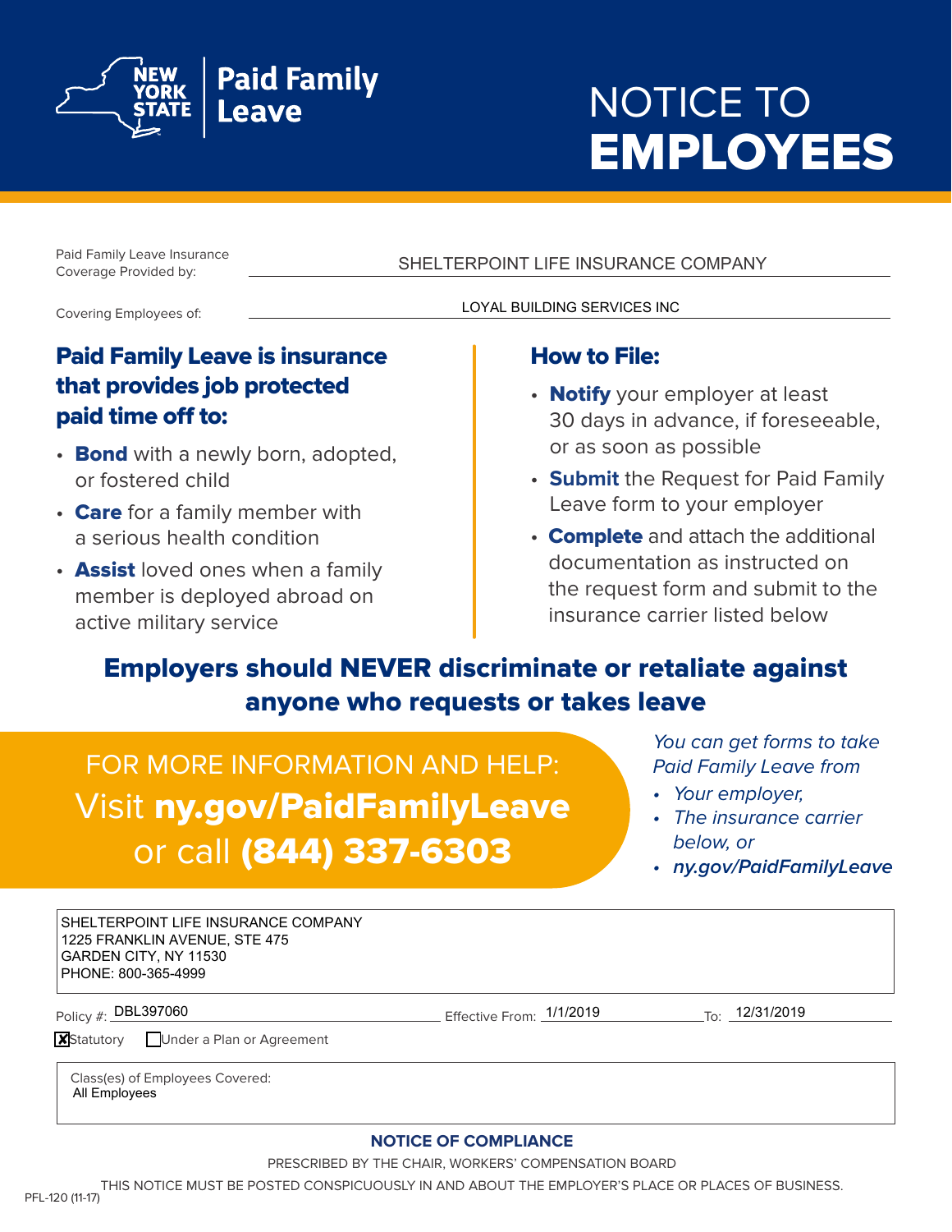**NEW YORK STATE** | **Paid Family Leave**

# NOTICE TO **EMPLOYEES**

Paid Family Leave Insurance Coverage Provided by: SHELTERPOINT LIFE INSURANCE COMPANY

Covering Employees of: LOYAL BUILDING SERVICES INC

## Paid Family Leave is insurance that provides job protected paid time off to:

- **Bond** with a newly born, adopted, or fostered child
- **Care** for a family member with a serious health condition
- **Assist** loved ones when a family member is deployed abroad on active military service

## How to File:

- **Notify** your employer at least 30 days in advance, if foreseeable, or as soon as possible
- **Submit** the Request for Paid Family Leave form to your employer
- **Complete** and attach the additional documentation as instructed on the request form and submit to the insurance carrier listed below

## Employers should NEVER discriminate or retaliate against anyone who requests or takes leave

FOR MORE INFORMATION AND HELP:
Visit **ny.gov/PaidFamilyLeave**
or call **(844) 337-6303**

*You can get forms to take Paid Family Leave from*

- *Your employer,*
- *The insurance carrier below, or*
- ***ny.gov/PaidFamilyLeave***

SHELTERPOINT LIFE INSURANCE COMPANY
1225 FRANKLIN AVENUE, STE 475
GARDEN CITY, NY 11530
PHONE: 800-365-4999

Policy #: DBL397060 Effective From: 1/1/2019 To: 12/31/2019

☒ Statutory ☐ Under a Plan or Agreement

Class(es) of Employees Covered:
All Employees

**NOTICE OF COMPLIANCE**

PRESCRIBED BY THE CHAIR, WORKERS' COMPENSATION BOARD

THIS NOTICE MUST BE POSTED CONSPICUOUSLY IN AND ABOUT THE EMPLOYER'S PLACE OR PLACES OF BUSINESS.

PFL-120 (11-17)